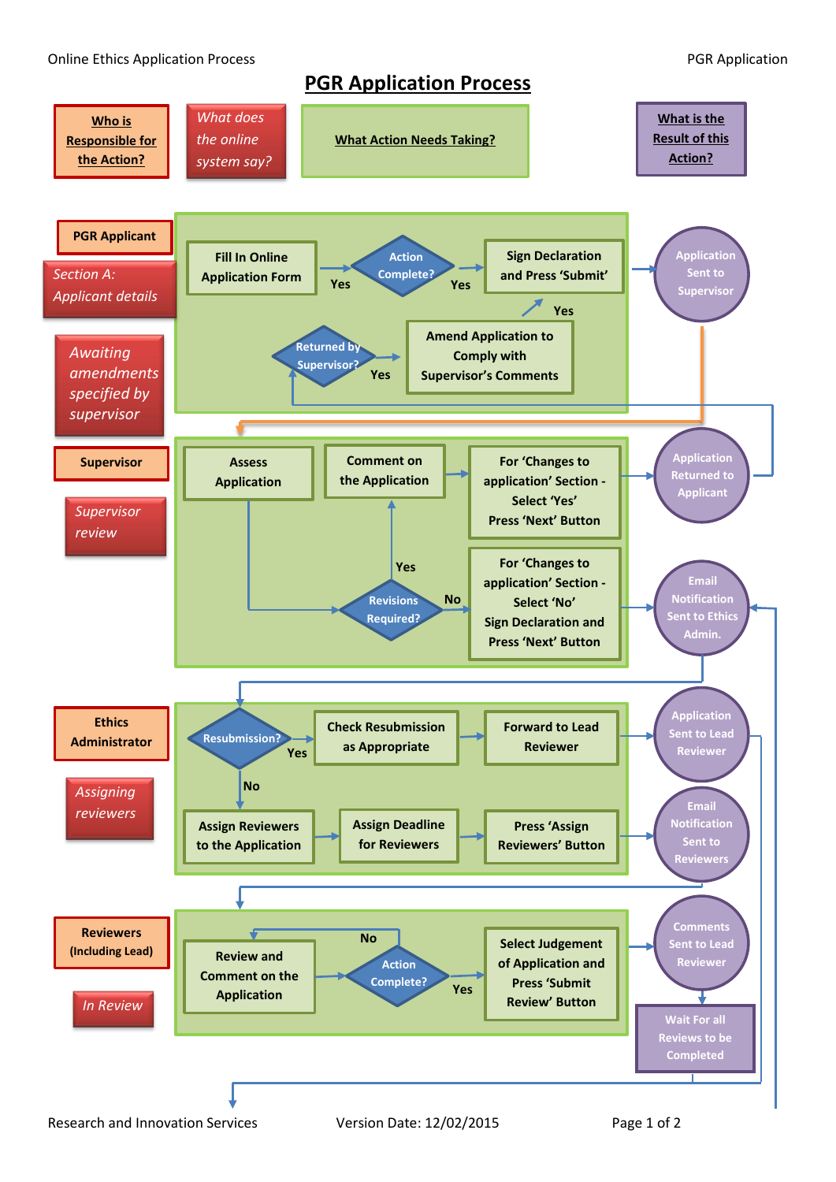# PGR Application Process

| Who is Responsible for the Action? | What does the online system say? | What Action Needs Taking? | What is the Result of this Action? |
|---|---|---|---|

## PGR Applicant

*Section A: Applicant details*

- Fill In Online Application Form → Action Complete? → Yes → Sign Declaration and Press 'Submit' → Yes → **Application Sent to Supervisor**

*Awaiting amendments specified by supervisor*

- Returned by Supervisor? → Yes → Amend Application to Comply with Supervisor's Comments → Yes → Sign Declaration and Press 'Submit'

## Supervisor

*Supervisor review*

- Assess Application → Revisions Required?
  - Yes → Comment on the Application → For 'Changes to application' Section - Select 'Yes' Press 'Next' Button → **Application Returned to Applicant**
  - No → For 'Changes to application' Section - Select 'No' Sign Declaration and Press 'Next' Button → **Email Notification Sent to Ethics Admin.**

## Ethics Administrator

*Assigning reviewers*

- Resubmission?
  - Yes → Check Resubmission as Appropriate → Forward to Lead Reviewer → **Application Sent to Lead Reviewer**
  - No → Assign Reviewers to the Application → Assign Deadline for Reviewers → Press 'Assign Reviewers' Button → **Email Notification Sent to Reviewers**

## Reviewers (Including Lead)

*In Review*

- Review and Comment on the Application → Action Complete?
  - No → Review and Comment on the Application
  - Yes → Select Judgement of Application and Press 'Submit Review' Button → **Comments Sent to Lead Reviewer** → **Wait For all Reviews to be Completed**

Research and Innovation Services Version Date: 12/02/2015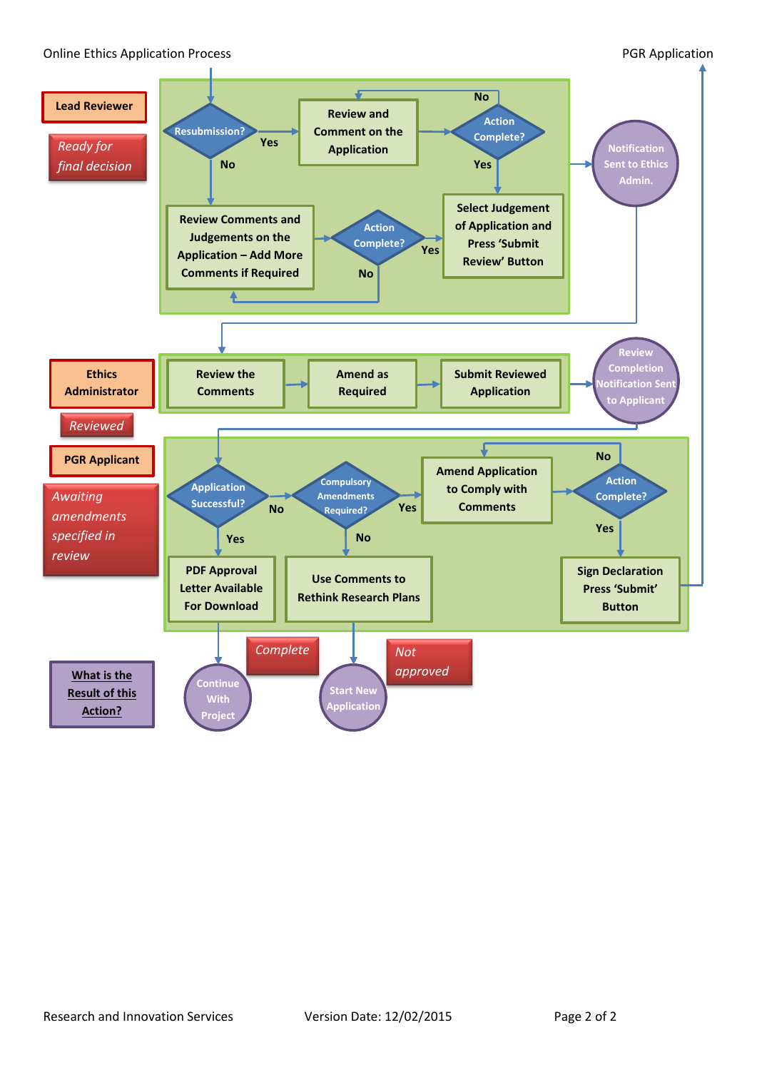Online Ethics Application Process

PGR Application

**Lead Reviewer**

*Ready for final decision*

Resubmission?

Yes

No

Review and Comment on the Application

Action Complete?

No

Yes

Review Comments and Judgements on the Application – Add More Comments if Required

Action Complete?

Yes

No

Select Judgement of Application and Press 'Submit Review' Button

Notification Sent to Ethics Admin.

**Ethics Administrator**

*Reviewed*

Review the Comments

Amend as Required

Submit Reviewed Application

Review Completion Notification Sent to Applicant

**PGR Applicant**

*Awaiting amendments specified in review*

Application Successful?

No

Yes

Compulsory Amendments Required?

Yes

No

Amend Application to Comply with Comments

Action Complete?

No

Yes

Sign Declaration Press 'Submit' Button

PDF Approval Letter Available For Download

Use Comments to Rethink Research Plans

**What is the Result of this Action?**

*Complete*

Continue With Project

Start New Application

*Not approved*

Research and Innovation Services

Version Date: 12/02/2015